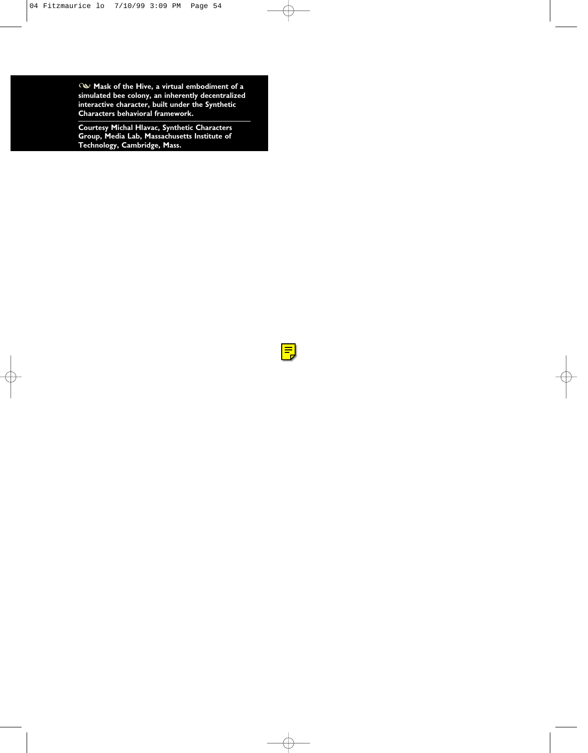Mask of the Hive, a virtual embodiment of a simulated bee colony, an inherently decentralized interactive character, built under the Synthetic Characters behavioral framework.

Courtesy Michal Hlavac, Synthetic Characters Group, Media Lab, Massachusetts Institute of Technology, Cambridge, Mass.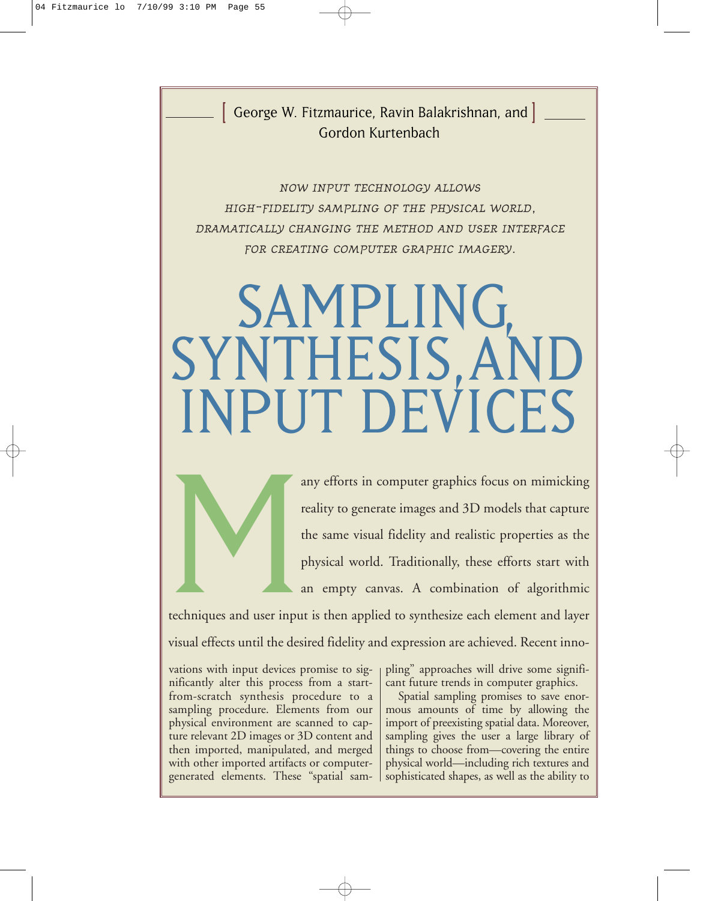George W. Fitzmaurice, Ravin Balakrishnan, and Gordon Kurtenbach

*NOW INPUT TECHNOLOGY ALLOWS HIGH-FIDELITY SAMPLING OF THE PHYSICAL WORLD, DRAMATICALLY CHANGING THE METHOD AND USER INTERFACE FOR CREATING COMPUTER GRAPHIC IMAGERY.*

# SAMPLING, SYNTHESIS, AND INPUT DEVICES

Many efforts in computer graphics focus on mimicking reality to generate images and 3D models that capture the same visual fidelity and realistic properties as the physical world. Traditionally, these efforts start with an empty canvas. A combination of algorithmic techniques and user input is then applied to synthesize each element and layer visual effects until the desired fidelity and expression are achieved. Recent innovations with input devices promise to significantly alter this process from a start-from-scratch synthesis procedure to a sampling procedure. Elements from our physical environment are scanned to capture relevant 2D images or 3D content and then imported, manipulated, and merged with other imported artifacts or computer-generated elements. These "spatial sampling" approaches will drive some significant future trends in computer graphics.

Spatial sampling promises to save enormous amounts of time by allowing the import of preexisting spatial data. Moreover, sampling gives the user a large library of things to choose from—covering the entire physical world—including rich textures and sophisticated shapes, as well as the ability to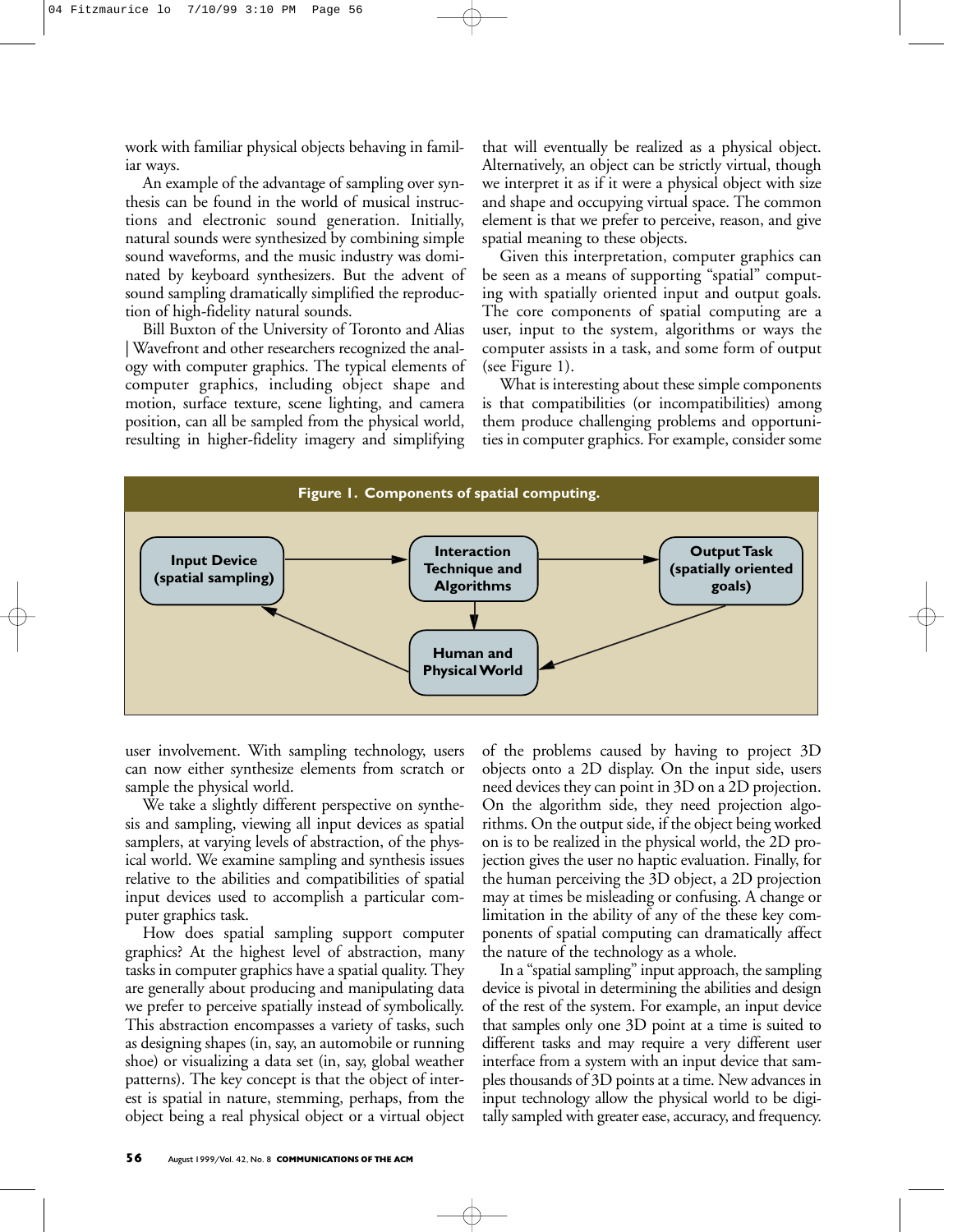work with familiar physical objects behaving in familiar ways.

An example of the advantage of sampling over synthesis can be found in the world of musical instructions and electronic sound generation. Initially, natural sounds were synthesized by combining simple sound waveforms, and the music industry was dominated by keyboard synthesizers. But the advent of sound sampling dramatically simplified the reproduction of high-fidelity natural sounds.

Bill Buxton of the University of Toronto and Alias | Wavefront and other researchers recognized the analogy with computer graphics. The typical elements of computer graphics, including object shape and motion, surface texture, scene lighting, and camera position, can all be sampled from the physical world, resulting in higher-fidelity imagery and simplifying user involvement. With sampling technology, users can now either synthesize elements from scratch or sample the physical world.

We take a slightly different perspective on synthesis and sampling, viewing all input devices as spatial samplers, at varying levels of abstraction, of the physical world. We examine sampling and synthesis issues relative to the abilities and compatibilities of spatial input devices used to accomplish a particular computer graphics task.

How does spatial sampling support computer graphics? At the highest level of abstraction, many tasks in computer graphics have a spatial quality. They are generally about producing and manipulating data we prefer to perceive spatially instead of symbolically. This abstraction encompasses a variety of tasks, such as designing shapes (in, say, an automobile or running shoe) or visualizing a data set (in, say, global weather patterns). The key concept is that the object of interest is spatial in nature, stemming, perhaps, from the object being a real physical object or a virtual object that will eventually be realized as a physical object. Alternatively, an object can be strictly virtual, though we interpret it as if it were a physical object with size and shape and occupying virtual space. The common element is that we prefer to perceive, reason, and give spatial meaning to these objects.

Given this interpretation, computer graphics can be seen as a means of supporting "spatial" computing with spatially oriented input and output goals. The core components of spatial computing are a user, input to the system, algorithms or ways the computer assists in a task, and some form of output (see Figure 1).

What is interesting about these simple components is that compatibilities (or incompatibilities) among them produce challenging problems and opportunities in computer graphics. For example, consider some of the problems caused by having to project 3D objects onto a 2D display. On the input side, users need devices they can point in 3D on a 2D projection. On the algorithm side, they need projection algorithms. On the output side, if the object being worked on is to be realized in the physical world, the 2D projection gives the user no haptic evaluation. Finally, for the human perceiving the 3D object, a 2D projection may at times be misleading or confusing. A change or limitation in the ability of any of the these key components of spatial computing can dramatically affect the nature of the technology as a whole.

In a "spatial sampling" input approach, the sampling device is pivotal in determining the abilities and design of the rest of the system. For example, an input device that samples only one 3D point at a time is suited to different tasks and may require a very different user interface from a system with an input device that samples thousands of 3D points at a time. New advances in input technology allow the physical world to be digitally sampled with greater ease, accuracy, and frequency.

**Figure 1. Components of spatial computing.**

Input Device (spatial sampling)

Interaction Technique and Algorithms

Output Task (spatially oriented goals)

Human and Physical World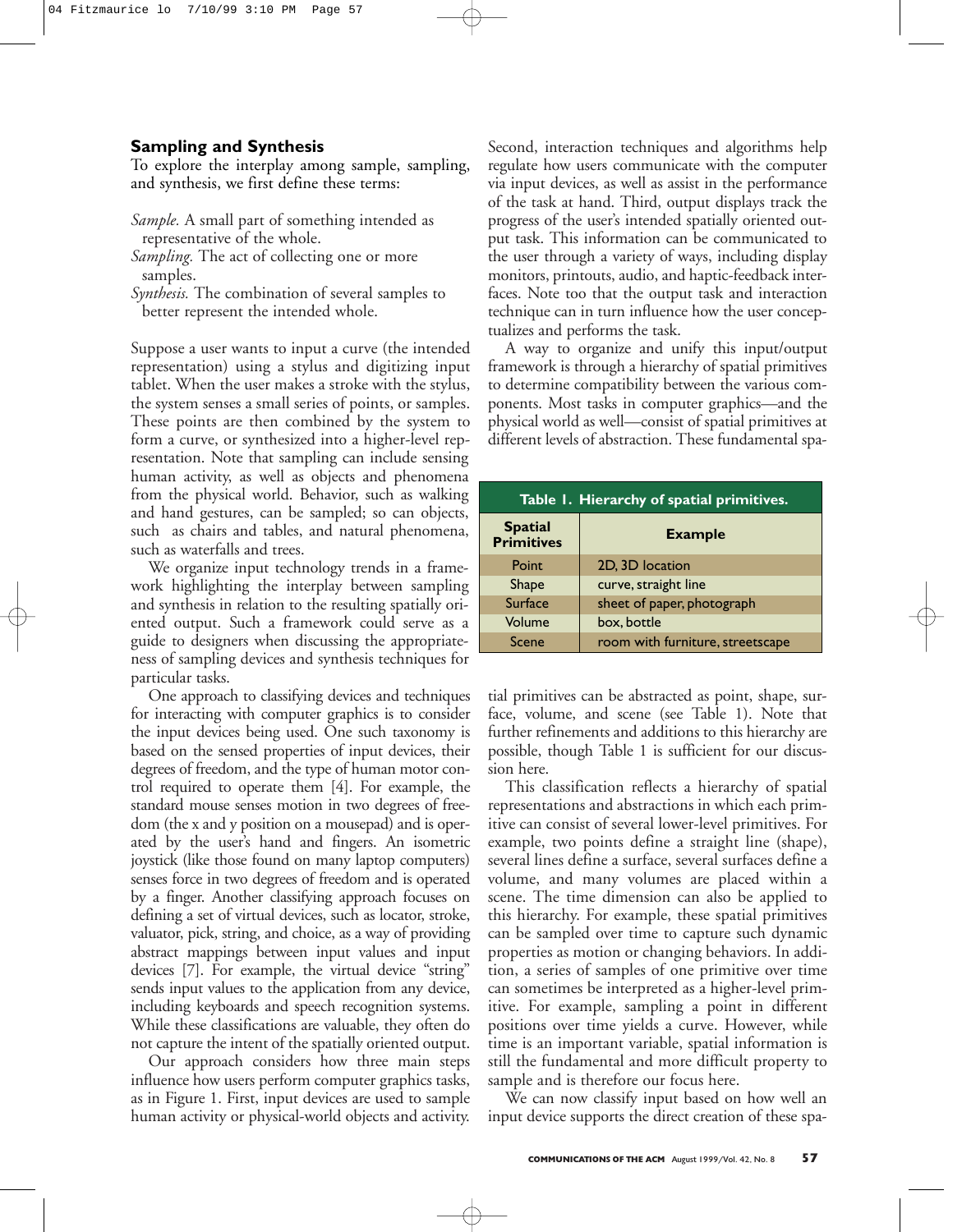## Sampling and Synthesis

To explore the interplay among sample, sampling, and synthesis, we first define these terms:

*Sample.* A small part of something intended as representative of the whole.
*Sampling.* The act of collecting one or more samples.
*Synthesis.* The combination of several samples to better represent the intended whole.

Suppose a user wants to input a curve (the intended representation) using a stylus and digitizing input tablet. When the user makes a stroke with the stylus, the system senses a small series of points, or samples. These points are then combined by the system to form a curve, or synthesized into a higher-level representation. Note that sampling can include sensing human activity, as well as objects and phenomena from the physical world. Behavior, such as walking and hand gestures, can be sampled; so can objects, such as chairs and tables, and natural phenomena, such as waterfalls and trees.

We organize input technology trends in a framework highlighting the interplay between sampling and synthesis in relation to the resulting spatially oriented output. Such a framework could serve as a guide to designers when discussing the appropriateness of sampling devices and synthesis techniques for particular tasks.

One approach to classifying devices and techniques for interacting with computer graphics is to consider the input devices being used. One such taxonomy is based on the sensed properties of input devices, their degrees of freedom, and the type of human motor control required to operate them [4]. For example, the standard mouse senses motion in two degrees of freedom (the x and y position on a mousepad) and is operated by the user's hand and fingers. An isometric joystick (like those found on many laptop computers) senses force in two degrees of freedom and is operated by a finger. Another classifying approach focuses on defining a set of virtual devices, such as locator, stroke, valuator, pick, string, and choice, as a way of providing abstract mappings between input values and input devices [7]. For example, the virtual device "string" sends input values to the application from any device, including keyboards and speech recognition systems. While these classifications are valuable, they often do not capture the intent of the spatially oriented output.

Our approach considers how three main steps influence how users perform computer graphics tasks, as in Figure 1. First, input devices are used to sample human activity or physical-world objects and activity. Second, interaction techniques and algorithms help regulate how users communicate with the computer via input devices, as well as assist in the performance of the task at hand. Third, output displays track the progress of the user's intended spatially oriented output task. This information can be communicated to the user through a variety of ways, including display monitors, printouts, audio, and haptic-feedback interfaces. Note too that the output task and interaction technique can in turn influence how the user conceptualizes and performs the task.

A way to organize and unify this input/output framework is through a hierarchy of spatial primitives to determine compatibility between the various components. Most tasks in computer graphics—and the physical world as well—consist of spatial primitives at different levels of abstraction. These fundamental spatial primitives can be abstracted as point, shape, surface, volume, and scene (see Table 1). Note that further refinements and additions to this hierarchy are possible, though Table 1 is sufficient for our discussion here.

**Table 1. Hierarchy of spatial primitives.**

| Spatial Primitives | Example |
|---|---|
| Point | 2D, 3D location |
| Shape | curve, straight line |
| Surface | sheet of paper, photograph |
| Volume | box, bottle |
| Scene | room with furniture, streetscape |

This classification reflects a hierarchy of spatial representations and abstractions in which each primitive can consist of several lower-level primitives. For example, two points define a straight line (shape), several lines define a surface, several surfaces define a volume, and many volumes are placed within a scene. The time dimension can also be applied to this hierarchy. For example, these spatial primitives can be sampled over time to capture such dynamic properties as motion or changing behaviors. In addition, a series of samples of one primitive over time can sometimes be interpreted as a higher-level primitive. For example, sampling a point in different positions over time yields a curve. However, while time is an important variable, spatial information is still the fundamental and more difficult property to sample and is therefore our focus here.

We can now classify input based on how well an input device supports the direct creation of these spa-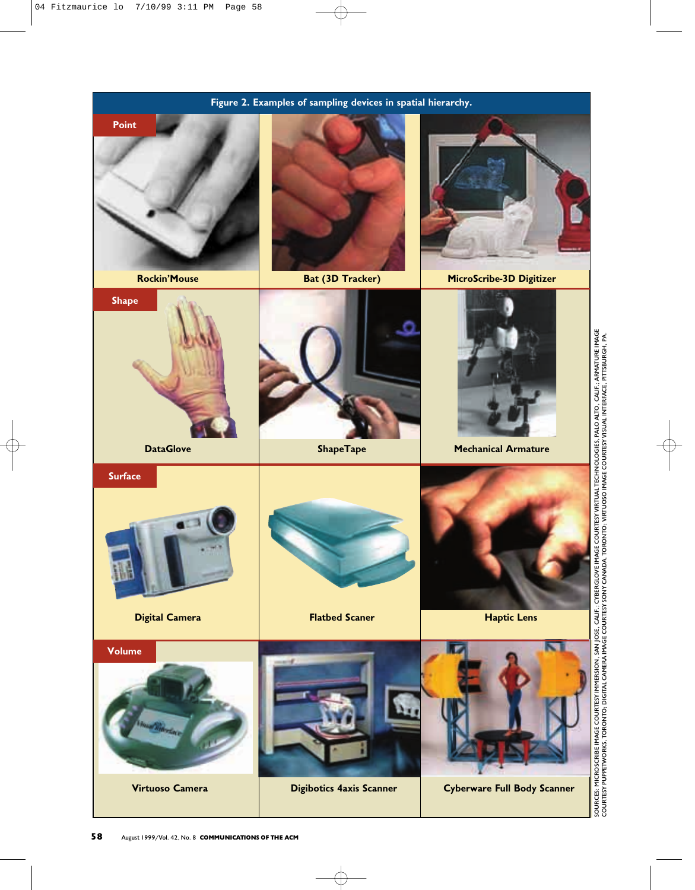**Figure 2. Examples of sampling devices in spatial hierarchy.**

| | | |
|---|---|---|
| **Point** | | |
| Rockin'Mouse | Bat (3D Tracker) | MicroScribe-3D Digitizer |
| **Shape** | | |
| DataGlove | ShapeTape | Mechanical Armature |
| **Surface** | | |
| Digital Camera | Flatbed Scaner | Haptic Lens |
| **Volume** | | |
| Virtuoso Camera | Digibotics 4axis Scanner | Cyberware Full Body Scanner |

SOURCES: MICROSCRIBE IMAGE COURTESY IMMERSION, SAN JOSE, CALIF.; CYBERGLOVE IMAGE COURTESY VIRTUAL TECHNOLOGIES, PALO ALTO, CALIF.; ARMATURE IMAGE COURTESY PUPPETWORKS, TORONTO; DIGITAL CAMERA IMAGE COURTESY SONY CANADA, TORONTO; VIRTUOSO IMAGE COURTESY VISUAL INTERFACE, PITTSBURGH, PA.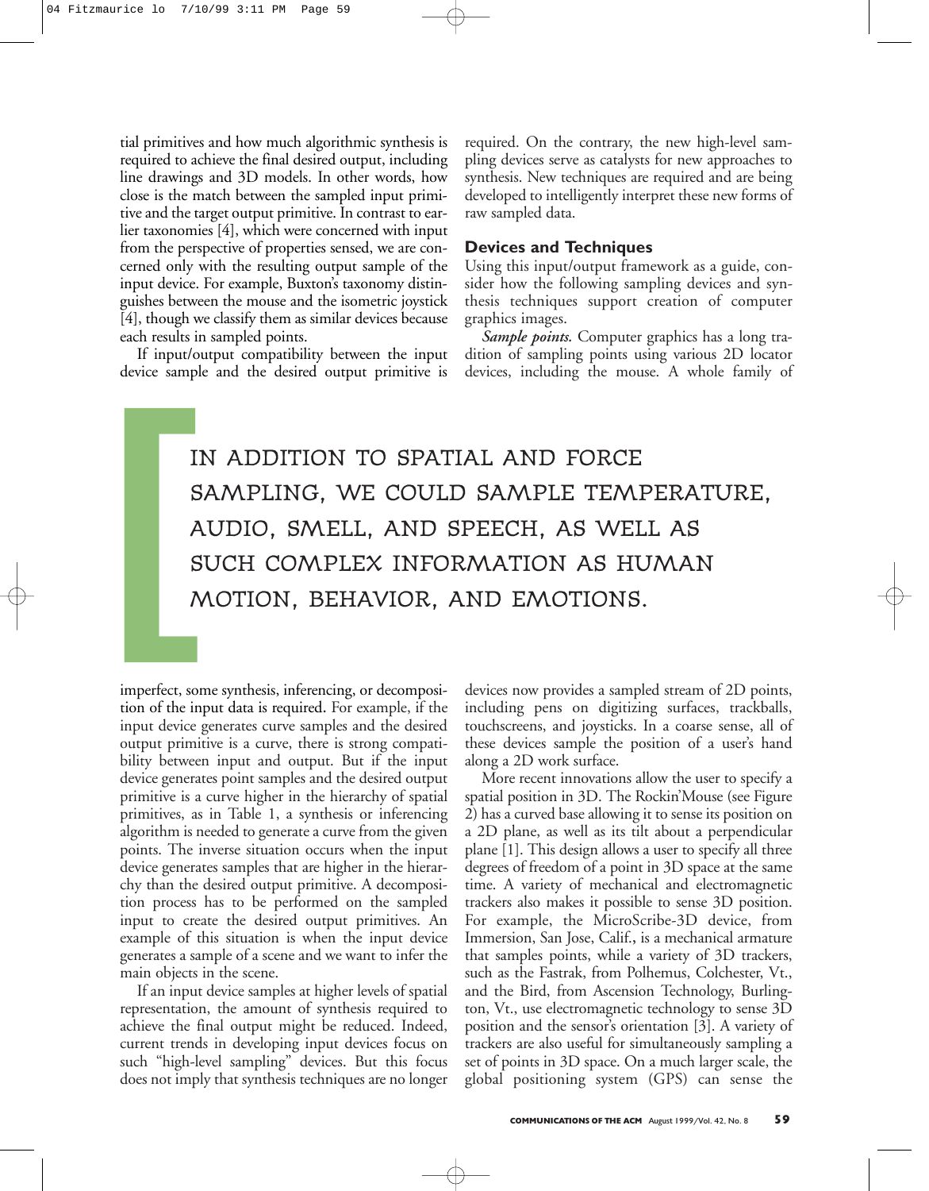tial primitives and how much algorithmic synthesis is required to achieve the final desired output, including line drawings and 3D models. In other words, how close is the match between the sampled input primitive and the target output primitive. In contrast to earlier taxonomies [4], which were concerned with input from the perspective of properties sensed, we are concerned only with the resulting output sample of the input device. For example, Buxton's taxonomy distinguishes between the mouse and the isometric joystick [4], though we classify them as similar devices because each results in sampled points.

If input/output compatibility between the input device sample and the desired output primitive is imperfect, some synthesis, inferencing, or decomposition of the input data is required. For example, if the input device generates curve samples and the desired output primitive is a curve, there is strong compatibility between input and output. But if the input device generates point samples and the desired output primitive is a curve higher in the hierarchy of spatial primitives, as in Table 1, a synthesis or inferencing algorithm is needed to generate a curve from the given points. The inverse situation occurs when the input device generates samples that are higher in the hierarchy than the desired output primitive. A decomposition process has to be performed on the sampled input to create the desired output primitives. An example of this situation is when the input device generates a sample of a scene and we want to infer the main objects in the scene.

If an input device samples at higher levels of spatial representation, the amount of synthesis required to achieve the final output might be reduced. Indeed, current trends in developing input devices focus on such "high-level sampling" devices. But this focus does not imply that synthesis techniques are no longer required. On the contrary, the new high-level sampling devices serve as catalysts for new approaches to synthesis. New techniques are required and are being developed to intelligently interpret these new forms of raw sampled data.

> IN ADDITION TO SPATIAL AND FORCE SAMPLING, WE COULD SAMPLE TEMPERATURE, AUDIO, SMELL, AND SPEECH, AS WELL AS SUCH COMPLEX INFORMATION AS HUMAN MOTION, BEHAVIOR, AND EMOTIONS.

## Devices and Techniques

Using this input/output framework as a guide, consider how the following sampling devices and synthesis techniques support creation of computer graphics images.

***Sample points.*** Computer graphics has a long tradition of sampling points using various 2D locator devices, including the mouse. A whole family of devices now provides a sampled stream of 2D points, including pens on digitizing surfaces, trackballs, touchscreens, and joysticks. In a coarse sense, all of these devices sample the position of a user's hand along a 2D work surface.

More recent innovations allow the user to specify a spatial position in 3D. The Rockin'Mouse (see Figure 2) has a curved base allowing it to sense its position on a 2D plane, as well as its tilt about a perpendicular plane [1]. This design allows a user to specify all three degrees of freedom of a point in 3D space at the same time. A variety of mechanical and electromagnetic trackers also makes it possible to sense 3D position. For example, the MicroScribe-3D device, from Immersion, San Jose, Calif., is a mechanical armature that samples points, while a variety of 3D trackers, such as the Fastrak, from Polhemus, Colchester, Vt., and the Bird, from Ascension Technology, Burlington, Vt., use electromagnetic technology to sense 3D position and the sensor's orientation [3]. A variety of trackers are also useful for simultaneously sampling a set of points in 3D space. On a much larger scale, the global positioning system (GPS) can sense the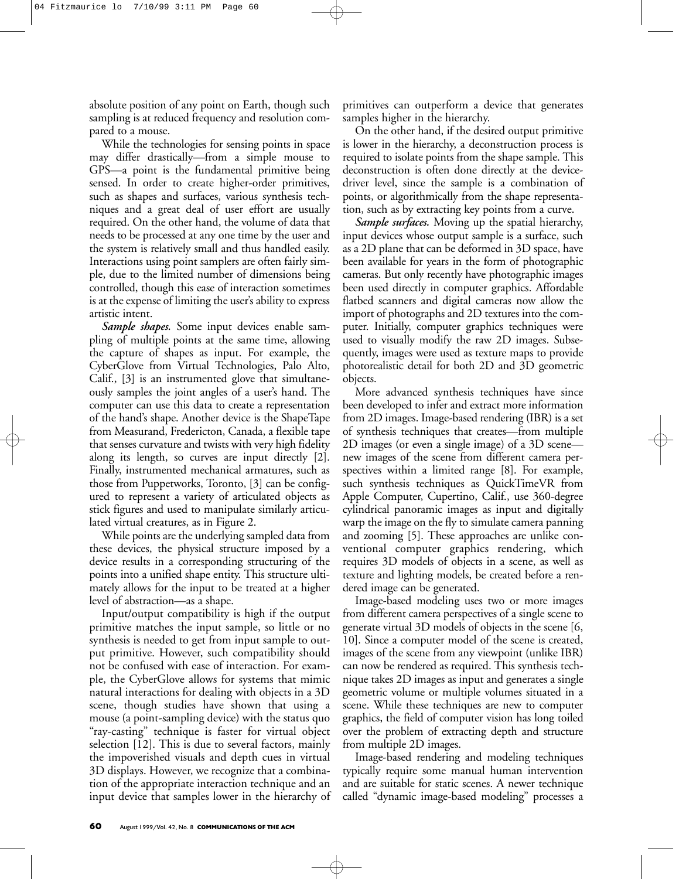absolute position of any point on Earth, though such sampling is at reduced frequency and resolution compared to a mouse.

While the technologies for sensing points in space may differ drastically—from a simple mouse to GPS—a point is the fundamental primitive being sensed. In order to create higher-order primitives, such as shapes and surfaces, various synthesis techniques and a great deal of user effort are usually required. On the other hand, the volume of data that needs to be processed at any one time by the user and the system is relatively small and thus handled easily. Interactions using point samplers are often fairly simple, due to the limited number of dimensions being controlled, though this ease of interaction sometimes is at the expense of limiting the user's ability to express artistic intent.

***Sample shapes.*** Some input devices enable sampling of multiple points at the same time, allowing the capture of shapes as input. For example, the CyberGlove from Virtual Technologies, Palo Alto, Calif., [3] is an instrumented glove that simultaneously samples the joint angles of a user's hand. The computer can use this data to create a representation of the hand's shape. Another device is the ShapeTape from Measurand, Fredericton, Canada, a flexible tape that senses curvature and twists with very high fidelity along its length, so curves are input directly [2]. Finally, instrumented mechanical armatures, such as those from Puppetworks, Toronto, [3] can be configured to represent a variety of articulated objects as stick figures and used to manipulate similarly articulated virtual creatures, as in Figure 2.

While points are the underlying sampled data from these devices, the physical structure imposed by a device results in a corresponding structuring of the points into a unified shape entity. This structure ultimately allows for the input to be treated at a higher level of abstraction—as a shape.

Input/output compatibility is high if the output primitive matches the input sample, so little or no synthesis is needed to get from input sample to output primitive. However, such compatibility should not be confused with ease of interaction. For example, the CyberGlove allows for systems that mimic natural interactions for dealing with objects in a 3D scene, though studies have shown that using a mouse (a point-sampling device) with the status quo "ray-casting" technique is faster for virtual object selection [12]. This is due to several factors, mainly the impoverished visuals and depth cues in virtual 3D displays. However, we recognize that a combination of the appropriate interaction technique and an input device that samples lower in the hierarchy of primitives can outperform a device that generates samples higher in the hierarchy.

On the other hand, if the desired output primitive is lower in the hierarchy, a deconstruction process is required to isolate points from the shape sample. This deconstruction is often done directly at the device-driver level, since the sample is a combination of points, or algorithmically from the shape representation, such as by extracting key points from a curve.

***Sample surfaces.*** Moving up the spatial hierarchy, input devices whose output sample is a surface, such as a 2D plane that can be deformed in 3D space, have been available for years in the form of photographic cameras. But only recently have photographic images been used directly in computer graphics. Affordable flatbed scanners and digital cameras now allow the import of photographs and 2D textures into the computer. Initially, computer graphics techniques were used to visually modify the raw 2D images. Subsequently, images were used as texture maps to provide photorealistic detail for both 2D and 3D geometric objects.

More advanced synthesis techniques have since been developed to infer and extract more information from 2D images. Image-based rendering (IBR) is a set of synthesis techniques that creates—from multiple 2D images (or even a single image) of a 3D scene—new images of the scene from different camera perspectives within a limited range [8]. For example, such synthesis techniques as QuickTimeVR from Apple Computer, Cupertino, Calif., use 360-degree cylindrical panoramic images as input and digitally warp the image on the fly to simulate camera panning and zooming [5]. These approaches are unlike conventional computer graphics rendering, which requires 3D models of objects in a scene, as well as texture and lighting models, be created before a rendered image can be generated.

Image-based modeling uses two or more images from different camera perspectives of a single scene to generate virtual 3D models of objects in the scene [6, 10]. Since a computer model of the scene is created, images of the scene from any viewpoint (unlike IBR) can now be rendered as required. This synthesis technique takes 2D images as input and generates a single geometric volume or multiple volumes situated in a scene. While these techniques are new to computer graphics, the field of computer vision has long toiled over the problem of extracting depth and structure from multiple 2D images.

Image-based rendering and modeling techniques typically require some manual human intervention and are suitable for static scenes. A newer technique called "dynamic image-based modeling" processes a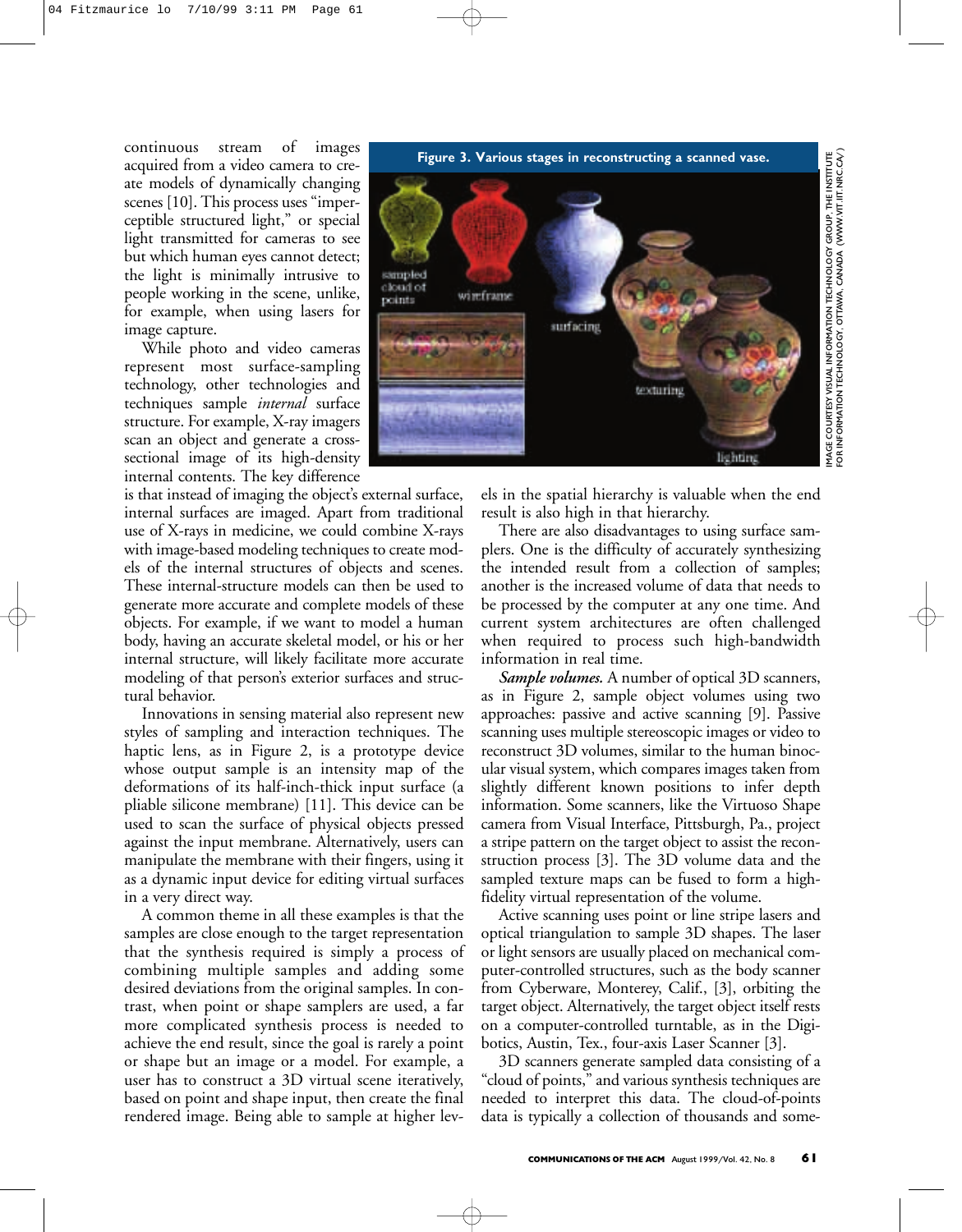continuous stream of images acquired from a video camera to create models of dynamically changing scenes [10]. This process uses "imperceptible structured light," or special light transmitted for cameras to see but which human eyes cannot detect; the light is minimally intrusive to people working in the scene, unlike, for example, when using lasers for image capture.

While photo and video cameras represent most surface-sampling technology, other technologies and techniques sample *internal* surface structure. For example, X-ray imagers scan an object and generate a cross-sectional image of its high-density internal contents. The key difference is that instead of imaging the object's external surface, internal surfaces are imaged. Apart from traditional use of X-rays in medicine, we could combine X-rays with image-based modeling techniques to create models of the internal structures of objects and scenes. These internal-structure models can then be used to generate more accurate and complete models of these objects. For example, if we want to model a human body, having an accurate skeletal model, or his or her internal structure, will likely facilitate more accurate modeling of that person's exterior surfaces and structural behavior.

Innovations in sensing material also represent new styles of sampling and interaction techniques. The haptic lens, as in Figure 2, is a prototype device whose output sample is an intensity map of the deformations of its half-inch-thick input surface (a pliable silicone membrane) [11]. This device can be used to scan the surface of physical objects pressed against the input membrane. Alternatively, users can manipulate the membrane with their fingers, using it as a dynamic input device for editing virtual surfaces in a very direct way.

A common theme in all these examples is that the samples are close enough to the target representation that the synthesis required is simply a process of combining multiple samples and adding some desired deviations from the original samples. In contrast, when point or shape samplers are used, a far more complicated synthesis process is needed to achieve the end result, since the goal is rarely a point or shape but an image or a model. For example, a user has to construct a 3D virtual scene iteratively, based on point and shape input, then create the final rendered image. Being able to sample at higher levels in the spatial hierarchy is valuable when the end result is also high in that hierarchy.

**Figure 3. Various stages in reconstructing a scanned vase.**

sampled cloud of points

wireframe

surfacing

texturing

lighting

IMAGE COURTESY VISUAL INFORMATION TECHNOLOGY GROUP, THE INSTITUTE FOR INFORMATION TECHNOLOGY, OTTAWA, CANADA (WWW.VIT.IIT.NRC.CA/)

There are also disadvantages to using surface samplers. One is the difficulty of accurately synthesizing the intended result from a collection of samples; another is the increased volume of data that needs to be processed by the computer at any one time. And current system architectures are often challenged when required to process such high-bandwidth information in real time.

***Sample volumes.*** A number of optical 3D scanners, as in Figure 2, sample object volumes using two approaches: passive and active scanning [9]. Passive scanning uses multiple stereoscopic images or video to reconstruct 3D volumes, similar to the human binocular visual system, which compares images taken from slightly different known positions to infer depth information. Some scanners, like the Virtuoso Shape camera from Visual Interface, Pittsburgh, Pa., project a stripe pattern on the target object to assist the reconstruction process [3]. The 3D volume data and the sampled texture maps can be fused to form a high-fidelity virtual representation of the volume.

Active scanning uses point or line stripe lasers and optical triangulation to sample 3D shapes. The laser or light sensors are usually placed on mechanical computer-controlled structures, such as the body scanner from Cyberware, Monterey, Calif., [3], orbiting the target object. Alternatively, the target object itself rests on a computer-controlled turntable, as in the Digibotics, Austin, Tex., four-axis Laser Scanner [3].

3D scanners generate sampled data consisting of a "cloud of points," and various synthesis techniques are needed to interpret this data. The cloud-of-points data is typically a collection of thousands and some-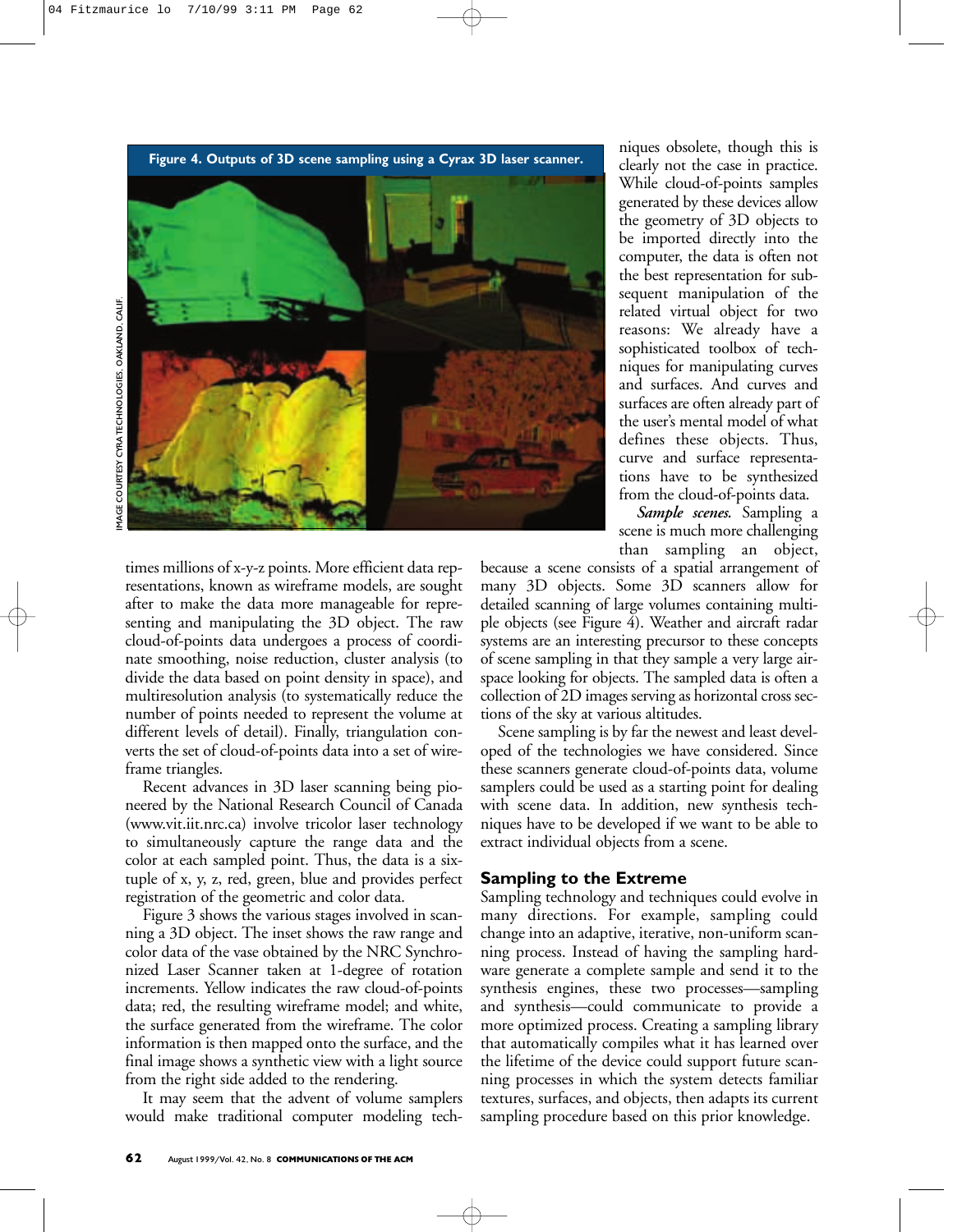Figure 4. Outputs of 3D scene sampling using a Cyrax 3D laser scanner.

IMAGE COURTESY CYRA TECHNOLOGIES, OAKLAND, CALIF.

times millions of x-y-z points. More efficient data representations, known as wireframe models, are sought after to make the data more manageable for representing and manipulating the 3D object. The raw cloud-of-points data undergoes a process of coordinate smoothing, noise reduction, cluster analysis (to divide the data based on point density in space), and multiresolution analysis (to systematically reduce the number of points needed to represent the volume at different levels of detail). Finally, triangulation converts the set of cloud-of-points data into a set of wireframe triangles.

Recent advances in 3D laser scanning being pioneered by the National Research Council of Canada (www.vit.iit.nrc.ca) involve tricolor laser technology to simultaneously capture the range data and the color at each sampled point. Thus, the data is a six-tuple of x, y, z, red, green, blue and provides perfect registration of the geometric and color data.

Figure 3 shows the various stages involved in scanning a 3D object. The inset shows the raw range and color data of the vase obtained by the NRC Synchronized Laser Scanner taken at 1-degree of rotation increments. Yellow indicates the raw cloud-of-points data; red, the resulting wireframe model; and white, the surface generated from the wireframe. The color information is then mapped onto the surface, and the final image shows a synthetic view with a light source from the right side added to the rendering.

It may seem that the advent of volume samplers would make traditional computer modeling techniques obsolete, though this is clearly not the case in practice. While cloud-of-points samples generated by these devices allow the geometry of 3D objects to be imported directly into the computer, the data is often not the best representation for subsequent manipulation of the related virtual object for two reasons: We already have a sophisticated toolbox of techniques for manipulating curves and surfaces. And curves and surfaces are often already part of the user's mental model of what defines these objects. Thus, curve and surface representations have to be synthesized from the cloud-of-points data.

***Sample scenes.*** Sampling a scene is much more challenging than sampling an object, because a scene consists of a spatial arrangement of many 3D objects. Some 3D scanners allow for detailed scanning of large volumes containing multiple objects (see Figure 4). Weather and aircraft radar systems are an interesting precursor to these concepts of scene sampling in that they sample a very large airspace looking for objects. The sampled data is often a collection of 2D images serving as horizontal cross sections of the sky at various altitudes.

Scene sampling is by far the newest and least developed of the technologies we have considered. Since these scanners generate cloud-of-points data, volume samplers could be used as a starting point for dealing with scene data. In addition, new synthesis techniques have to be developed if we want to be able to extract individual objects from a scene.

## Sampling to the Extreme

Sampling technology and techniques could evolve in many directions. For example, sampling could change into an adaptive, iterative, non-uniform scanning process. Instead of having the sampling hardware generate a complete sample and send it to the synthesis engines, these two processes—sampling and synthesis—could communicate to provide a more optimized process. Creating a sampling library that automatically compiles what it has learned over the lifetime of the device could support future scanning processes in which the system detects familiar textures, surfaces, and objects, then adapts its current sampling procedure based on this prior knowledge.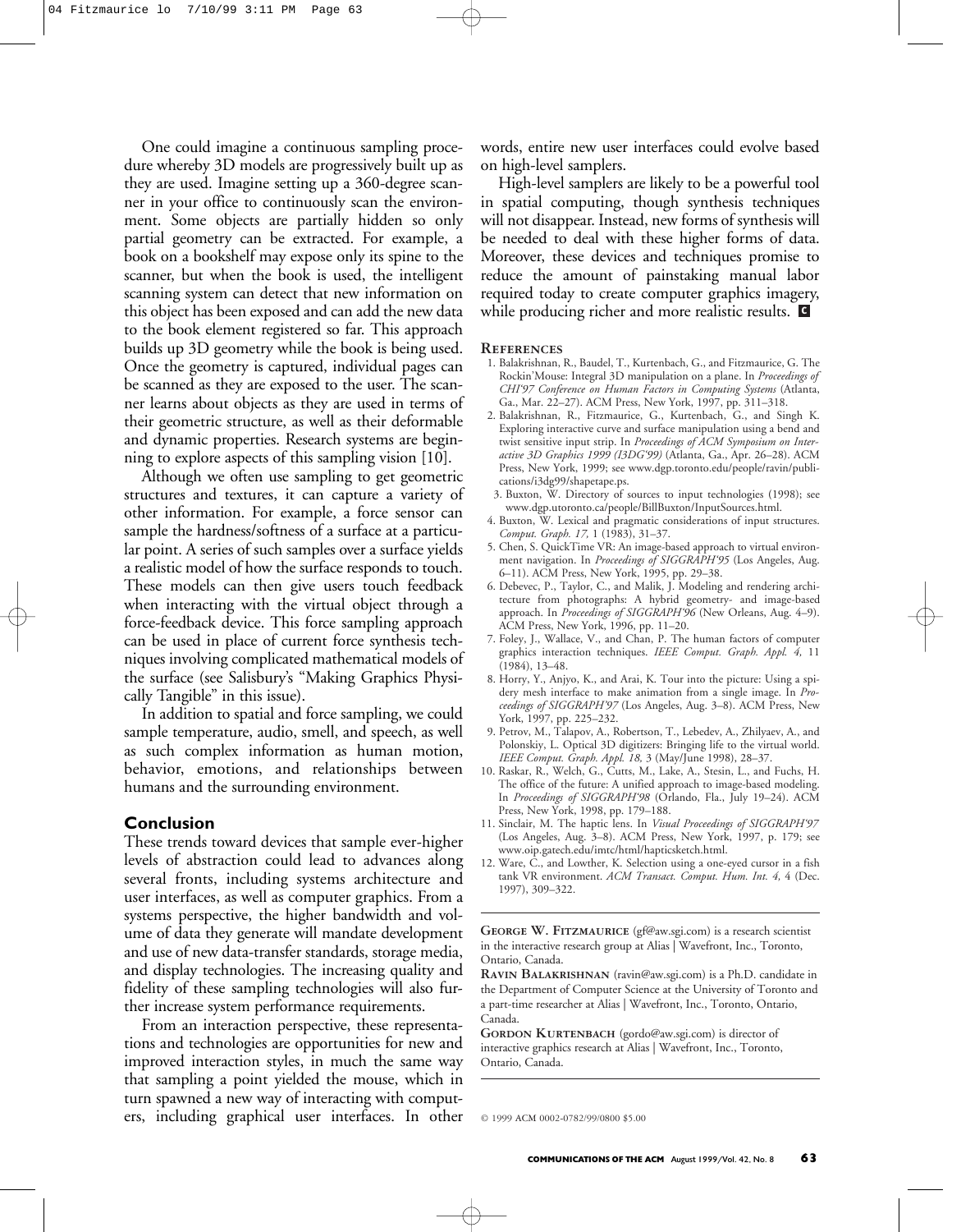One could imagine a continuous sampling procedure whereby 3D models are progressively built up as they are used. Imagine setting up a 360-degree scanner in your office to continuously scan the environment. Some objects are partially hidden so only partial geometry can be extracted. For example, a book on a bookshelf may expose only its spine to the scanner, but when the book is used, the intelligent scanning system can detect that new information on this object has been exposed and can add the new data to the book element registered so far. This approach builds up 3D geometry while the book is being used. Once the geometry is captured, individual pages can be scanned as they are exposed to the user. The scanner learns about objects as they are used in terms of their geometric structure, as well as their deformable and dynamic properties. Research systems are beginning to explore aspects of this sampling vision [10].

Although we often use sampling to get geometric structures and textures, it can capture a variety of other information. For example, a force sensor can sample the hardness/softness of a surface at a particular point. A series of such samples over a surface yields a realistic model of how the surface responds to touch. These models can then give users touch feedback when interacting with the virtual object through a force-feedback device. This force sampling approach can be used in place of current force synthesis techniques involving complicated mathematical models of the surface (see Salisbury's "Making Graphics Physically Tangible" in this issue).

In addition to spatial and force sampling, we could sample temperature, audio, smell, and speech, as well as such complex information as human motion, behavior, emotions, and relationships between humans and the surrounding environment.

## Conclusion

These trends toward devices that sample ever-higher levels of abstraction could lead to advances along several fronts, including systems architecture and user interfaces, as well as computer graphics. From a systems perspective, the higher bandwidth and volume of data they generate will mandate development and use of new data-transfer standards, storage media, and display technologies. The increasing quality and fidelity of these sampling technologies will also further increase system performance requirements.

From an interaction perspective, these representations and technologies are opportunities for new and improved interaction styles, in much the same way that sampling a point yielded the mouse, which in turn spawned a new way of interacting with computers, including graphical user interfaces. In other words, entire new user interfaces could evolve based on high-level samplers.

High-level samplers are likely to be a powerful tool in spatial computing, though synthesis techniques will not disappear. Instead, new forms of synthesis will be needed to deal with these higher forms of data. Moreover, these devices and techniques promise to reduce the amount of painstaking manual labor required today to create computer graphics imagery, while producing richer and more realistic results.

### References

1. Balakrishnan, R., Baudel, T., Kurtenbach, G., and Fitzmaurice, G. The Rockin'Mouse: Integral 3D manipulation on a plane. In *Proceedings of CHI'97 Conference on Human Factors in Computing Systems* (Atlanta, Ga., Mar. 22–27). ACM Press, New York, 1997, pp. 311–318.
2. Balakrishnan, R., Fitzmaurice, G., Kurtenbach, G., and Singh K. Exploring interactive curve and surface manipulation using a bend and twist sensitive input strip. In *Proceedings of ACM Symposium on Interactive 3D Graphics 1999 (I3DG'99)* (Atlanta, Ga., Apr. 26–28). ACM Press, New York, 1999; see www.dgp.toronto.edu/people/ravin/publications/i3dg99/shapetape.ps.
3. Buxton, W. Directory of sources to input technologies (1998); see www.dgp.utoronto.ca/people/BillBuxton/InputSources.html.
4. Buxton, W. Lexical and pragmatic considerations of input structures. *Comput. Graph. 17,* 1 (1983), 31–37.
5. Chen, S. QuickTime VR: An image-based approach to virtual environment navigation. In *Proceedings of SIGGRAPH'95* (Los Angeles, Aug. 6–11). ACM Press, New York, 1995, pp. 29–38.
6. Debevec, P., Taylor, C., and Malik, J. Modeling and rendering architecture from photographs: A hybrid geometry- and image-based approach. In *Proceedings of SIGGRAPH'96* (New Orleans, Aug. 4–9). ACM Press, New York, 1996, pp. 11–20.
7. Foley, J., Wallace, V., and Chan, P. The human factors of computer graphics interaction techniques. *IEEE Comput. Graph. Appl. 4,* 11 (1984), 13–48.
8. Horry, Y., Anjyo, K., and Arai, K. Tour into the picture: Using a spidery mesh interface to make animation from a single image. In *Proceedings of SIGGRAPH'97* (Los Angeles, Aug. 3–8). ACM Press, New York, 1997, pp. 225–232.
9. Petrov, M., Talapov, A., Robertson, T., Lebedev, A., Zhilyaev, A., and Polonskiy, L. Optical 3D digitizers: Bringing life to the virtual world. *IEEE Comput. Graph. Appl. 18,* 3 (May/June 1998), 28–37.
10. Raskar, R., Welch, G., Cutts, M., Lake, A., Stesin, L., and Fuchs, H. The office of the future: A unified approach to image-based modeling. In *Proceedings of SIGGRAPH'98* (Orlando, Fla., July 19–24). ACM Press, New York, 1998, pp. 179–188.
11. Sinclair, M. The haptic lens. In *Visual Proceedings of SIGGRAPH'97* (Los Angeles, Aug. 3–8). ACM Press, New York, 1997, p. 179; see www.oip.gatech.edu/imtc/html/hapticsketch.html.
12. Ware, C., and Lowther, K. Selection using a one-eyed cursor in a fish tank VR environment. *ACM Transact. Comput. Hum. Int. 4,* 4 (Dec. 1997), 309–322.

**George W. Fitzmaurice** (gf@aw.sgi.com) is a research scientist in the interactive research group at Alias | Wavefront, Inc., Toronto, Ontario, Canada.

**Ravin Balakrishnan** (ravin@aw.sgi.com) is a Ph.D. candidate in the Department of Computer Science at the University of Toronto and a part-time researcher at Alias | Wavefront, Inc., Toronto, Ontario, Canada.

**Gordon Kurtenbach** (gordo@aw.sgi.com) is director of interactive graphics research at Alias | Wavefront, Inc., Toronto, Ontario, Canada.

© 1999 ACM 0002-0782/99/0800 $5.00